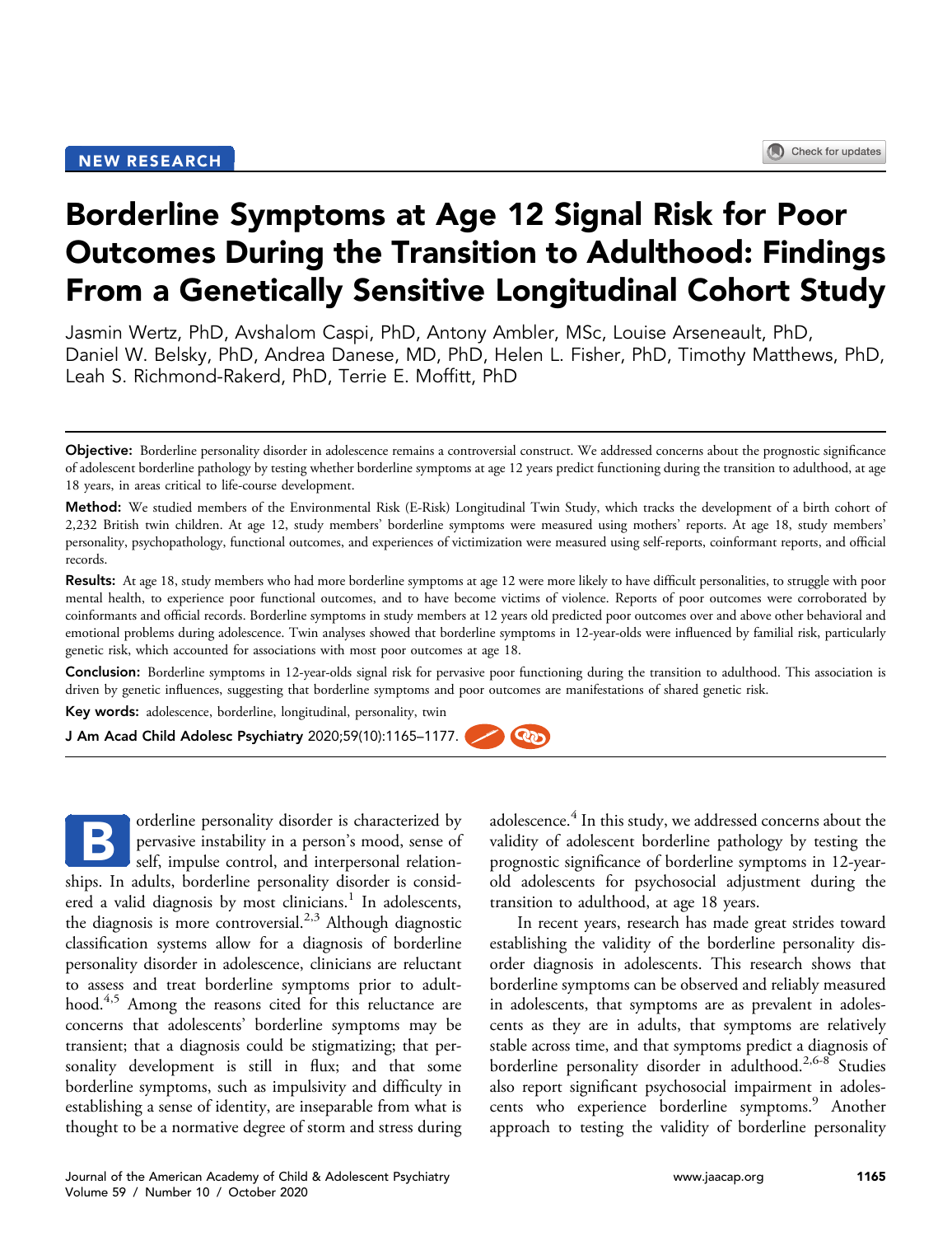NEW RESEARCH

# Borderline Symptoms at Age 12 Signal Risk for Poor Outcomes During the Transition to Adulthood: Findings From a Genetically Sensitive Longitudinal Cohort Study

Jasmin Wertz, PhD, Avshalom Caspi, PhD, Antony Ambler, MSc, Louise Arseneault, PhD, Daniel W. Belsky, PhD, Andrea Danese, MD, PhD, Helen L. Fisher, PhD, Timothy Matthews, PhD, Leah S. Richmond-Rakerd, PhD, Terrie E. Moffitt, PhD

**Objective:** Borderline personality disorder in adolescence remains a controversial construct. We addressed concerns about the prognostic significance of adolescent borderline pathology by testing whether borderline symptoms at age 12 years predict functioning during the transition to adulthood, at age 18 years, in areas critical to life-course development.

**Method:** We studied members of the Environmental Risk (E-Risk) Longitudinal Twin Study, which tracks the development of a birth cohort of 2,232 British twin children. At age 12, study members' borderline symptoms were measured using mothers' reports. At age 18, study members' personality, psychopathology, functional outcomes, and experiences of victimization were measured using self-reports, coinformant reports, and official records.

**Results:** At age 18, study members who had more borderline symptoms at age 12 were more likely to have difficult personalities, to struggle with poor mental health, to experience poor functional outcomes, and to have become victims of violence. Reports of poor outcomes were corroborated by coinformants and official records. Borderline symptoms in study members at 12 years old predicted poor outcomes over and above other behavioral and emotional problems during adolescence. Twin analyses showed that borderline symptoms in 12-year-olds were influenced by familial risk, particularly genetic risk, which accounted for associations with most poor outcomes at age 18.

**Conclusion:** Borderline symptoms in 12-year-olds signal risk for pervasive poor functioning during the transition to adulthood. This association is driven by genetic influences, suggesting that borderline symptoms and poor outcomes are manifestations of shared genetic risk.

**Key words:** adolescence, borderline, longitudinal, personality, twin

**J Am Acad Child Adolesc Psychiatry** 2020;59(10):1165–1177.

Borderline personality disorder is characterized by pervasive instability in a person's mood, sense of self, impulse control, and interpersonal relationships. In adults, borderline personality disorder is considered a valid diagnosis by most clinicians.[1] In adolescents, the diagnosis is more controversial.[2,3] Although diagnostic classification systems allow for a diagnosis of borderline personality disorder in adolescence, clinicians are reluctant to assess and treat borderline symptoms prior to adulthood.[4,5] Among the reasons cited for this reluctance are concerns that adolescents' borderline symptoms may be transient; that a diagnosis could be stigmatizing; that personality development is still in flux; and that some borderline symptoms, such as impulsivity and difficulty in establishing a sense of identity, are inseparable from what is thought to be a normative degree of storm and stress during adolescence.[4] In this study, we addressed concerns about the validity of adolescent borderline pathology by testing the prognostic significance of borderline symptoms in 12-year-old adolescents for psychosocial adjustment during the transition to adulthood, at age 18 years.

In recent years, research has made great strides toward establishing the validity of the borderline personality disorder diagnosis in adolescents. This research shows that borderline symptoms can be observed and reliably measured in adolescents, that symptoms are as prevalent in adolescents as they are in adults, that symptoms are relatively stable across time, and that symptoms predict a diagnosis of borderline personality disorder in adulthood.[2,6-8] Studies also report significant psychosocial impairment in adolescents who experience borderline symptoms.[9] Another approach to testing the validity of borderline personality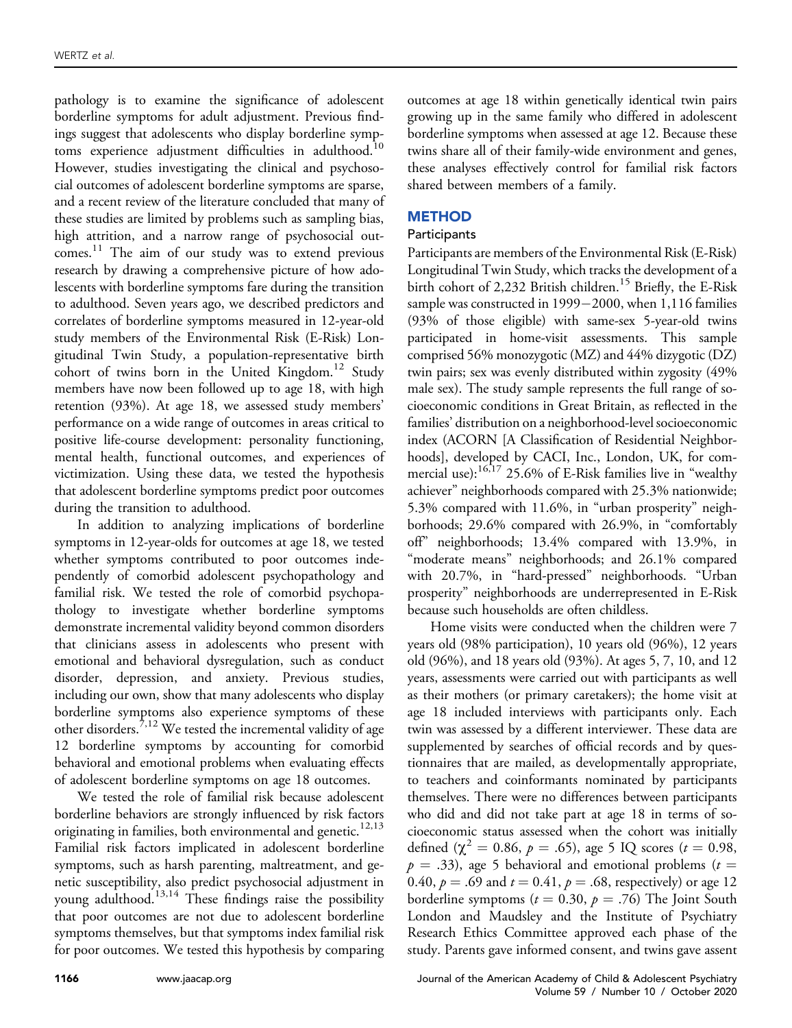pathology is to examine the significance of adolescent borderline symptoms for adult adjustment. Previous findings suggest that adolescents who display borderline symptoms experience adjustment difficulties in adulthood.[10] However, studies investigating the clinical and psychosocial outcomes of adolescent borderline symptoms are sparse, and a recent review of the literature concluded that many of these studies are limited by problems such as sampling bias, high attrition, and a narrow range of psychosocial outcomes.[11] The aim of our study was to extend previous research by drawing a comprehensive picture of how adolescents with borderline symptoms fare during the transition to adulthood. Seven years ago, we described predictors and correlates of borderline symptoms measured in 12-year-old study members of the Environmental Risk (E-Risk) Longitudinal Twin Study, a population-representative birth cohort of twins born in the United Kingdom.[12] Study members have now been followed up to age 18, with high retention (93%). At age 18, we assessed study members' performance on a wide range of outcomes in areas critical to positive life-course development: personality functioning, mental health, functional outcomes, and experiences of victimization. Using these data, we tested the hypothesis that adolescent borderline symptoms predict poor outcomes during the transition to adulthood.

In addition to analyzing implications of borderline symptoms in 12-year-olds for outcomes at age 18, we tested whether symptoms contributed to poor outcomes independently of comorbid adolescent psychopathology and familial risk. We tested the role of comorbid psychopathology to investigate whether borderline symptoms demonstrate incremental validity beyond common disorders that clinicians assess in adolescents who present with emotional and behavioral dysregulation, such as conduct disorder, depression, and anxiety. Previous studies, including our own, show that many adolescents who display borderline symptoms also experience symptoms of these other disorders.[7,12] We tested the incremental validity of age 12 borderline symptoms by accounting for comorbid behavioral and emotional problems when evaluating effects of adolescent borderline symptoms on age 18 outcomes.

We tested the role of familial risk because adolescent borderline behaviors are strongly influenced by risk factors originating in families, both environmental and genetic.[12,13] Familial risk factors implicated in adolescent borderline symptoms, such as harsh parenting, maltreatment, and genetic susceptibility, also predict psychosocial adjustment in young adulthood.[13,14] These findings raise the possibility that poor outcomes are not due to adolescent borderline symptoms themselves, but that symptoms index familial risk for poor outcomes. We tested this hypothesis by comparing outcomes at age 18 within genetically identical twin pairs growing up in the same family who differed in adolescent borderline symptoms when assessed at age 12. Because these twins share all of their family-wide environment and genes, these analyses effectively control for familial risk factors shared between members of a family.

## METHOD

### Participants

Participants are members of the Environmental Risk (E-Risk) Longitudinal Twin Study, which tracks the development of a birth cohort of 2,232 British children.[15] Briefly, the E-Risk sample was constructed in 1999−2000, when 1,116 families (93% of those eligible) with same-sex 5-year-old twins participated in home-visit assessments. This sample comprised 56% monozygotic (MZ) and 44% dizygotic (DZ) twin pairs; sex was evenly distributed within zygosity (49% male sex). The study sample represents the full range of socioeconomic conditions in Great Britain, as reflected in the families' distribution on a neighborhood-level socioeconomic index (ACORN [A Classification of Residential Neighborhoods], developed by CACI, Inc., London, UK, for commercial use):[16,17] 25.6% of E-Risk families live in "wealthy achiever" neighborhoods compared with 25.3% nationwide; 5.3% compared with 11.6%, in "urban prosperity" neighborhoods; 29.6% compared with 26.9%, in "comfortably off" neighborhoods; 13.4% compared with 13.9%, in "moderate means" neighborhoods; and 26.1% compared with 20.7%, in "hard-pressed" neighborhoods. "Urban prosperity" neighborhoods are underrepresented in E-Risk because such households are often childless.

Home visits were conducted when the children were 7 years old (98% participation), 10 years old (96%), 12 years old (96%), and 18 years old (93%). At ages 5, 7, 10, and 12 years, assessments were carried out with participants as well as their mothers (or primary caretakers); the home visit at age 18 included interviews with participants only. Each twin was assessed by a different interviewer. These data are supplemented by searches of official records and by questionnaires that are mailed, as developmentally appropriate, to teachers and coinformants nominated by participants themselves. There were no differences between participants who did and did not take part at age 18 in terms of socioeconomic status assessed when the cohort was initially defined ($\chi^2 = 0.86$, $p = .65$), age 5 IQ scores ($t = 0.98$, $p = .33$), age 5 behavioral and emotional problems ($t = 0.40$, $p = .69$ and $t = 0.41$, $p = .68$, respectively) or age 12 borderline symptoms ($t = 0.30$, $p = .76$) The Joint South London and Maudsley and the Institute of Psychiatry Research Ethics Committee approved each phase of the study. Parents gave informed consent, and twins gave assent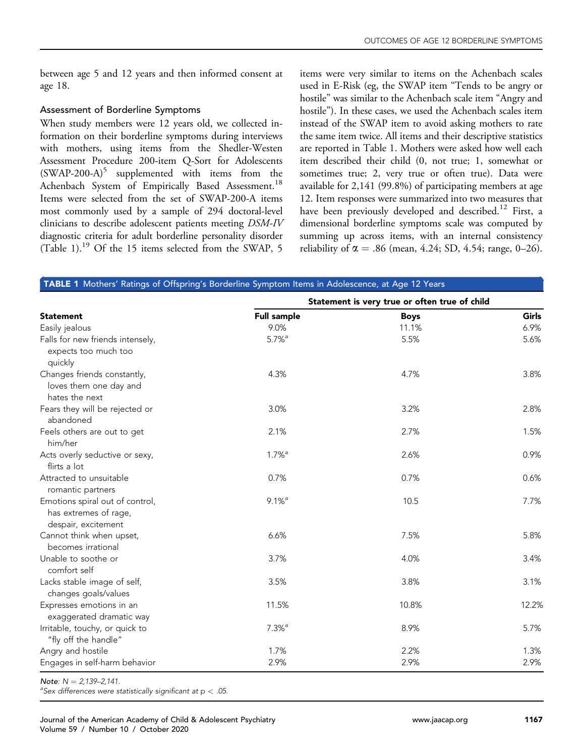between age 5 and 12 years and then informed consent at age 18.

### Assessment of Borderline Symptoms

When study members were 12 years old, we collected information on their borderline symptoms during interviews with mothers, using items from the Shedler-Westen Assessment Procedure 200-item Q-Sort for Adolescents (SWAP-200-A)[5] supplemented with items from the Achenbach System of Empirically Based Assessment.[18] Items were selected from the set of SWAP-200-A items most commonly used by a sample of 294 doctoral-level clinicians to describe adolescent patients meeting *DSM-IV* diagnostic criteria for adult borderline personality disorder (Table 1).[19] Of the 15 items selected from the SWAP, 5 items were very similar to items on the Achenbach scales used in E-Risk (eg, the SWAP item "Tends to be angry or hostile" was similar to the Achenbach scale item "Angry and hostile"). In these cases, we used the Achenbach scales item instead of the SWAP item to avoid asking mothers to rate the same item twice. All items and their descriptive statistics are reported in Table 1. Mothers were asked how well each item described their child (0, not true; 1, somewhat or sometimes true; 2, very true or often true). Data were available for 2,141 (99.8%) of participating members at age 12. Item responses were summarized into two measures that have been previously developed and described.[12] First, a dimensional borderline symptoms scale was computed by summing up across items, with an internal consistency reliability of $\alpha = .86$ (mean, 4.24; SD, 4.54; range, 0–26).

**TABLE 1** Mothers' Ratings of Offspring's Borderline Symptom Items in Adolescence, at Age 12 Years

| | Statement is very true or often true of child | | |
|---|---|---|---|
| **Statement** | **Full sample** | **Boys** | **Girls** |
| Easily jealous | 9.0% | 11.1% | 6.9% |
| Falls for new friends intensely, expects too much too quickly | 5.7%[a] | 5.5% | 5.6% |
| Changes friends constantly, loves them one day and hates the next | 4.3% | 4.7% | 3.8% |
| Fears they will be rejected or abandoned | 3.0% | 3.2% | 2.8% |
| Feels others are out to get him/her | 2.1% | 2.7% | 1.5% |
| Acts overly seductive or sexy, flirts a lot | 1.7%[a] | 2.6% | 0.9% |
| Attracted to unsuitable romantic partners | 0.7% | 0.7% | 0.6% |
| Emotions spiral out of control, has extremes of rage, despair, excitement | 9.1%[a] | 10.5 | 7.7% |
| Cannot think when upset, becomes irrational | 6.6% | 7.5% | 5.8% |
| Unable to soothe or comfort self | 3.7% | 4.0% | 3.4% |
| Lacks stable image of self, changes goals/values | 3.5% | 3.8% | 3.1% |
| Expresses emotions in an exaggerated dramatic way | 11.5% | 10.8% | 12.2% |
| Irritable, touchy, or quick to "fly off the handle" | 7.3%[a] | 8.9% | 5.7% |
| Angry and hostile | 1.7% | 2.2% | 1.3% |
| Engages in self-harm behavior | 2.9% | 2.9% | 2.9% |

*Note*: *N* = 2,139–2,141.
[a]*Sex differences were statistically significant at* $p < .05$.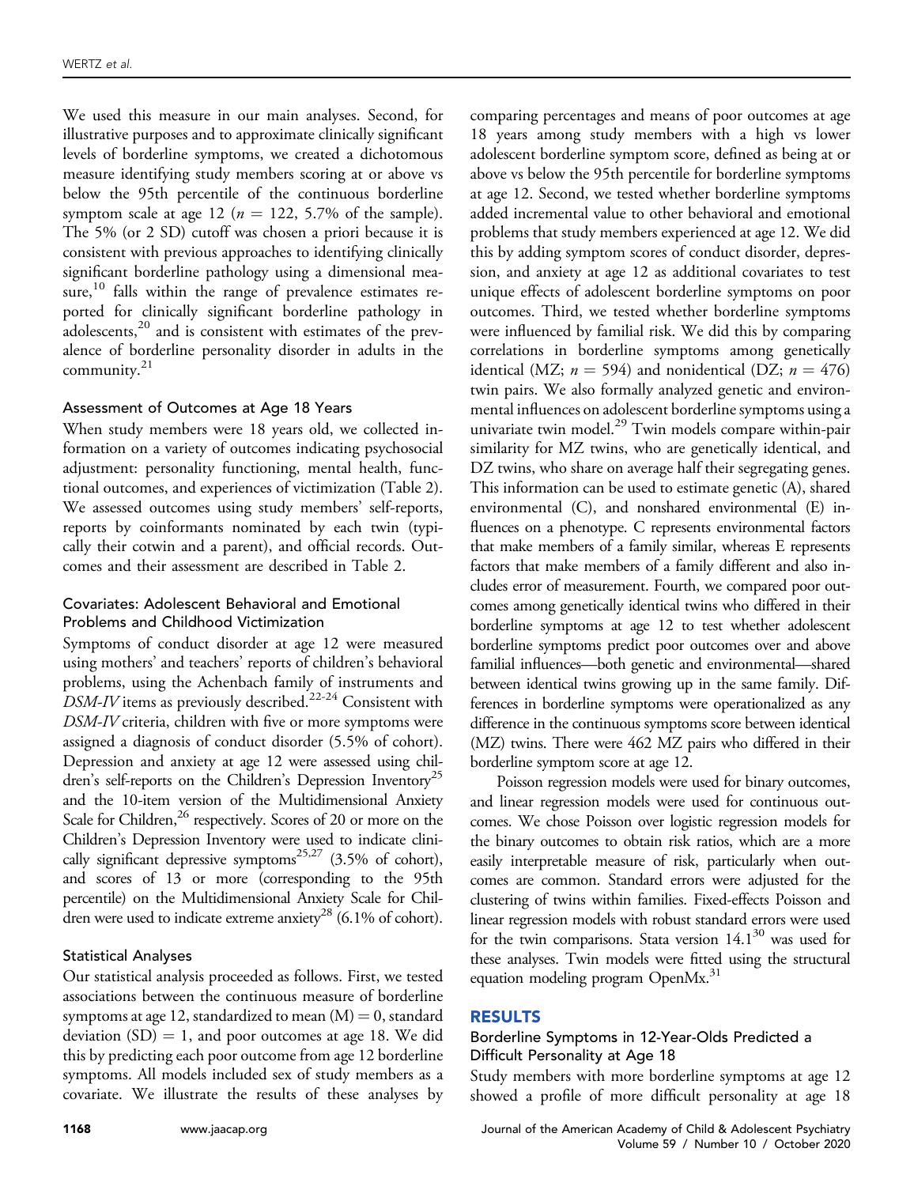We used this measure in our main analyses. Second, for illustrative purposes and to approximate clinically significant levels of borderline symptoms, we created a dichotomous measure identifying study members scoring at or above vs below the 95th percentile of the continuous borderline symptom scale at age 12 ($n = 122$, 5.7% of the sample). The 5% (or 2 SD) cutoff was chosen a priori because it is consistent with previous approaches to identifying clinically significant borderline pathology using a dimensional measure,[10] falls within the range of prevalence estimates reported for clinically significant borderline pathology in adolescents,[20] and is consistent with estimates of the prevalence of borderline personality disorder in adults in the community.[21]

### Assessment of Outcomes at Age 18 Years

When study members were 18 years old, we collected information on a variety of outcomes indicating psychosocial adjustment: personality functioning, mental health, functional outcomes, and experiences of victimization (Table 2). We assessed outcomes using study members' self-reports, reports by coinformants nominated by each twin (typically their cotwin and a parent), and official records. Outcomes and their assessment are described in Table 2.

### Covariates: Adolescent Behavioral and Emotional Problems and Childhood Victimization

Symptoms of conduct disorder at age 12 were measured using mothers' and teachers' reports of children's behavioral problems, using the Achenbach family of instruments and *DSM-IV* items as previously described.[22-24] Consistent with *DSM-IV* criteria, children with five or more symptoms were assigned a diagnosis of conduct disorder (5.5% of cohort). Depression and anxiety at age 12 were assessed using children's self-reports on the Children's Depression Inventory[25] and the 10-item version of the Multidimensional Anxiety Scale for Children,[26] respectively. Scores of 20 or more on the Children's Depression Inventory were used to indicate clinically significant depressive symptoms[25,27] (3.5% of cohort), and scores of 13 or more (corresponding to the 95th percentile) on the Multidimensional Anxiety Scale for Children were used to indicate extreme anxiety[28] (6.1% of cohort).

### Statistical Analyses

Our statistical analysis proceeded as follows. First, we tested associations between the continuous measure of borderline symptoms at age 12, standardized to mean (M) = 0, standard deviation (SD) = 1, and poor outcomes at age 18. We did this by predicting each poor outcome from age 12 borderline symptoms. All models included sex of study members as a covariate. We illustrate the results of these analyses by comparing percentages and means of poor outcomes at age 18 years among study members with a high vs lower adolescent borderline symptom score, defined as being at or above vs below the 95th percentile for borderline symptoms at age 12. Second, we tested whether borderline symptoms added incremental value to other behavioral and emotional problems that study members experienced at age 12. We did this by adding symptom scores of conduct disorder, depression, and anxiety at age 12 as additional covariates to test unique effects of adolescent borderline symptoms on poor outcomes. Third, we tested whether borderline symptoms were influenced by familial risk. We did this by comparing correlations in borderline symptoms among genetically identical (MZ; $n = 594$) and nonidentical (DZ; $n = 476$) twin pairs. We also formally analyzed genetic and environmental influences on adolescent borderline symptoms using a univariate twin model.[29] Twin models compare within-pair similarity for MZ twins, who are genetically identical, and DZ twins, who share on average half their segregating genes. This information can be used to estimate genetic (A), shared environmental (C), and nonshared environmental (E) influences on a phenotype. C represents environmental factors that make members of a family similar, whereas E represents factors that make members of a family different and also includes error of measurement. Fourth, we compared poor outcomes among genetically identical twins who differed in their borderline symptoms at age 12 to test whether adolescent borderline symptoms predict poor outcomes over and above familial influences—both genetic and environmental—shared between identical twins growing up in the same family. Differences in borderline symptoms were operationalized as any difference in the continuous symptoms score between identical (MZ) twins. There were 462 MZ pairs who differed in their borderline symptom score at age 12.

Poisson regression models were used for binary outcomes, and linear regression models were used for continuous outcomes. We chose Poisson over logistic regression models for the binary outcomes to obtain risk ratios, which are a more easily interpretable measure of risk, particularly when outcomes are common. Standard errors were adjusted for the clustering of twins within families. Fixed-effects Poisson and linear regression models with robust standard errors were used for the twin comparisons. Stata version 14.1[30] was used for these analyses. Twin models were fitted using the structural equation modeling program OpenMx.[31]

## RESULTS

### Borderline Symptoms in 12-Year-Olds Predicted a Difficult Personality at Age 18

Study members with more borderline symptoms at age 12 showed a profile of more difficult personality at age 18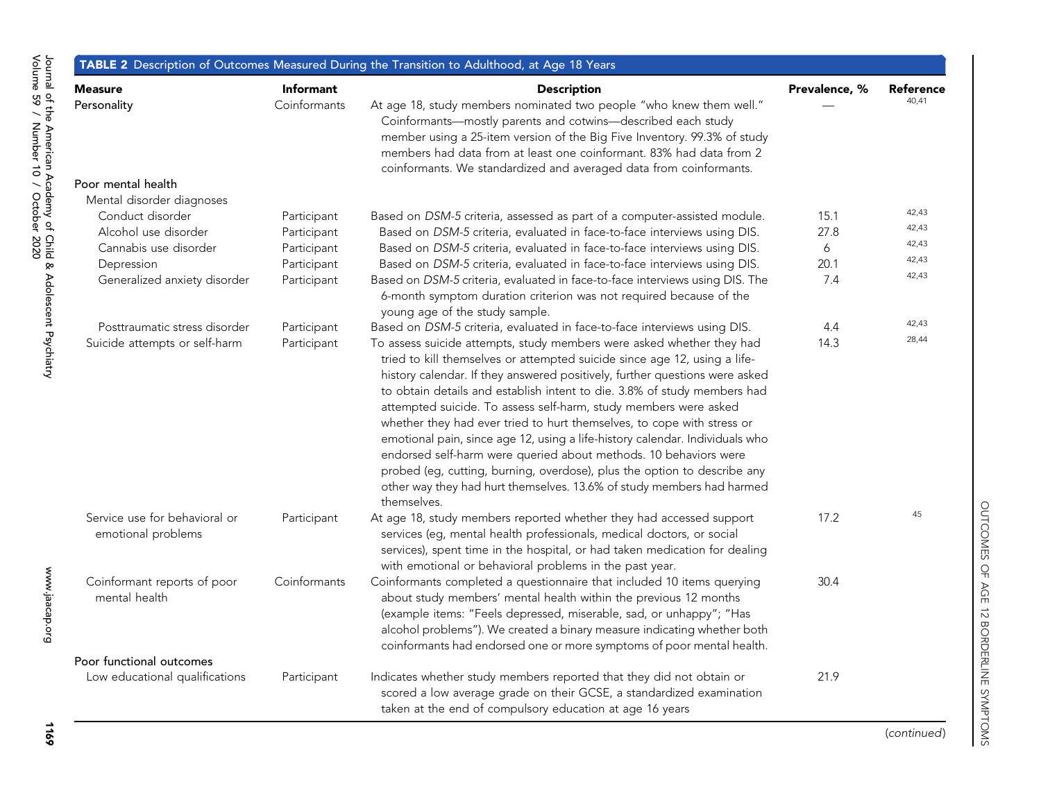**TABLE 2** Description of Outcomes Measured During the Transition to Adulthood, at Age 18 Years

| Measure | Informant | Description | Prevalence, % | Reference |
|---|---|---|---|---|
| Personality | Coinformants | At age 18, study members nominated two people "who knew them well." Coinformants—mostly parents and cotwins—described each study member using a 25-item version of the Big Five Inventory. 99.3% of study members had data from at least one coinformant. 83% had data from 2 coinformants. We standardized and averaged data from coinformants. | — | 40,41 |
| **Poor mental health** | | | | |
| Mental disorder diagnoses | | | | |
| Conduct disorder | Participant | Based on *DSM-5* criteria, assessed as part of a computer-assisted module. | 15.1 | 42,43 |
| Alcohol use disorder | Participant | Based on *DSM-5* criteria, evaluated in face-to-face interviews using DIS. | 27.8 | 42,43 |
| Cannabis use disorder | Participant | Based on *DSM-5* criteria, evaluated in face-to-face interviews using DIS. | 6 | 42,43 |
| Depression | Participant | Based on *DSM-5* criteria, evaluated in face-to-face interviews using DIS. | 20.1 | 42,43 |
| Generalized anxiety disorder | Participant | Based on *DSM-5* criteria, evaluated in face-to-face interviews using DIS. The 6-month symptom duration criterion was not required because of the young age of the study sample. | 7.4 | 42,43 |
| Posttraumatic stress disorder | Participant | Based on *DSM-5* criteria, evaluated in face-to-face interviews using DIS. | 4.4 | 42,43 |
| Suicide attempts or self-harm | Participant | To assess suicide attempts, study members were asked whether they had tried to kill themselves or attempted suicide since age 12, using a life-history calendar. If they answered positively, further questions were asked to obtain details and establish intent to die. 3.8% of study members had attempted suicide. To assess self-harm, study members were asked whether they had ever tried to hurt themselves, to cope with stress or emotional pain, since age 12, using a life-history calendar. Individuals who endorsed self-harm were queried about methods. 10 behaviors were probed (eg, cutting, burning, overdose), plus the option to describe any other way they had hurt themselves. 13.6% of study members had harmed themselves. | 14.3 | 28,44 |
| Service use for behavioral or emotional problems | Participant | At age 18, study members reported whether they had accessed support services (eg, mental health professionals, medical doctors, or social services), spent time in the hospital, or had taken medication for dealing with emotional or behavioral problems in the past year. | 17.2 | 45 |
| Coinformant reports of poor mental health | Coinformants | Coinformants completed a questionnaire that included 10 items querying about study members' mental health within the previous 12 months (example items: "Feels depressed, miserable, sad, or unhappy"; "Has alcohol problems"). We created a binary measure indicating whether both coinformants had endorsed one or more symptoms of poor mental health. | 30.4 | |
| **Poor functional outcomes** | | | | |
| Low educational qualifications | Participant | Indicates whether study members reported that they did not obtain or scored a low average grade on their GCSE, a standardized examination taken at the end of compulsory education at age 16 years | 21.9 | |

(*continued*)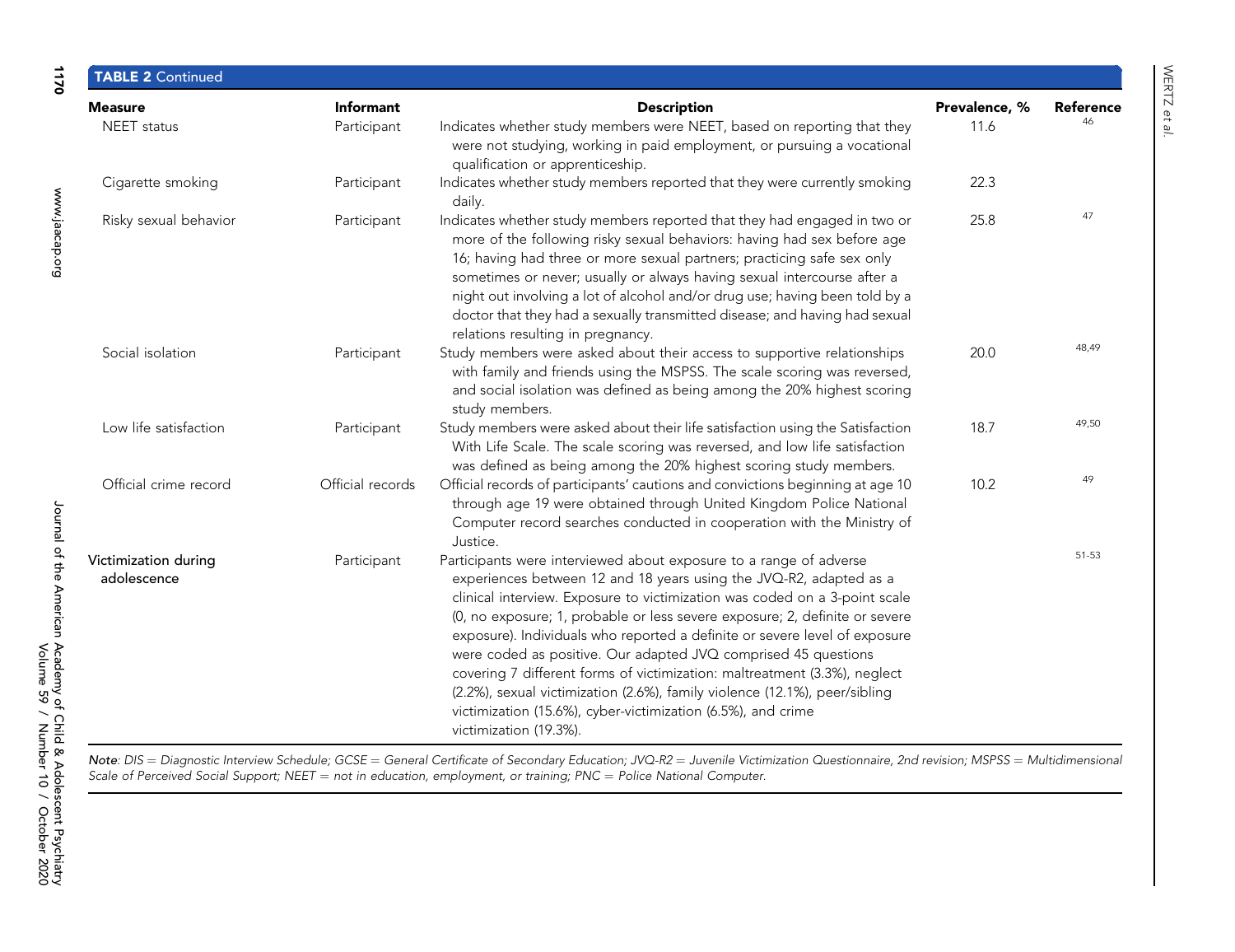**TABLE 2** Continued

| Measure | Informant | Description | Prevalence, % | Reference |
|---|---|---|---|---|
| NEET status | Participant | Indicates whether study members were NEET, based on reporting that they were not studying, working in paid employment, or pursuing a vocational qualification or apprenticeship. | 11.6 | 46 |
| Cigarette smoking | Participant | Indicates whether study members reported that they were currently smoking daily. | 22.3 | |
| Risky sexual behavior | Participant | Indicates whether study members reported that they had engaged in two or more of the following risky sexual behaviors: having had sex before age 16; having had three or more sexual partners; practicing safe sex only sometimes or never; usually or always having sexual intercourse after a night out involving a lot of alcohol and/or drug use; having been told by a doctor that they had a sexually transmitted disease; and having had sexual relations resulting in pregnancy. | 25.8 | 47 |
| Social isolation | Participant | Study members were asked about their access to supportive relationships with family and friends using the MSPSS. The scale scoring was reversed, and social isolation was defined as being among the 20% highest scoring study members. | 20.0 | 48,49 |
| Low life satisfaction | Participant | Study members were asked about their life satisfaction using the Satisfaction With Life Scale. The scale scoring was reversed, and low life satisfaction was defined as being among the 20% highest scoring study members. | 18.7 | 49,50 |
| Official crime record | Official records | Official records of participants' cautions and convictions beginning at age 10 through age 19 were obtained through United Kingdom Police National Computer record searches conducted in cooperation with the Ministry of Justice. | 10.2 | 49 |
| **Victimization during adolescence** | Participant | Participants were interviewed about exposure to a range of adverse experiences between 12 and 18 years using the JVQ-R2, adapted as a clinical interview. Exposure to victimization was coded on a 3-point scale (0, no exposure; 1, probable or less severe exposure; 2, definite or severe exposure). Individuals who reported a definite or severe level of exposure were coded as positive. Our adapted JVQ comprised 45 questions covering 7 different forms of victimization: maltreatment (3.3%), neglect (2.2%), sexual victimization (2.6%), family violence (12.1%), peer/sibling victimization (15.6%), cyber-victimization (6.5%), and crime victimization (19.3%). | | 51-53 |

*Note: DIS = Diagnostic Interview Schedule; GCSE = General Certificate of Secondary Education; JVQ-R2 = Juvenile Victimization Questionnaire, 2nd revision; MSPSS = Multidimensional Scale of Perceived Social Support; NEET = not in education, employment, or training; PNC = Police National Computer.*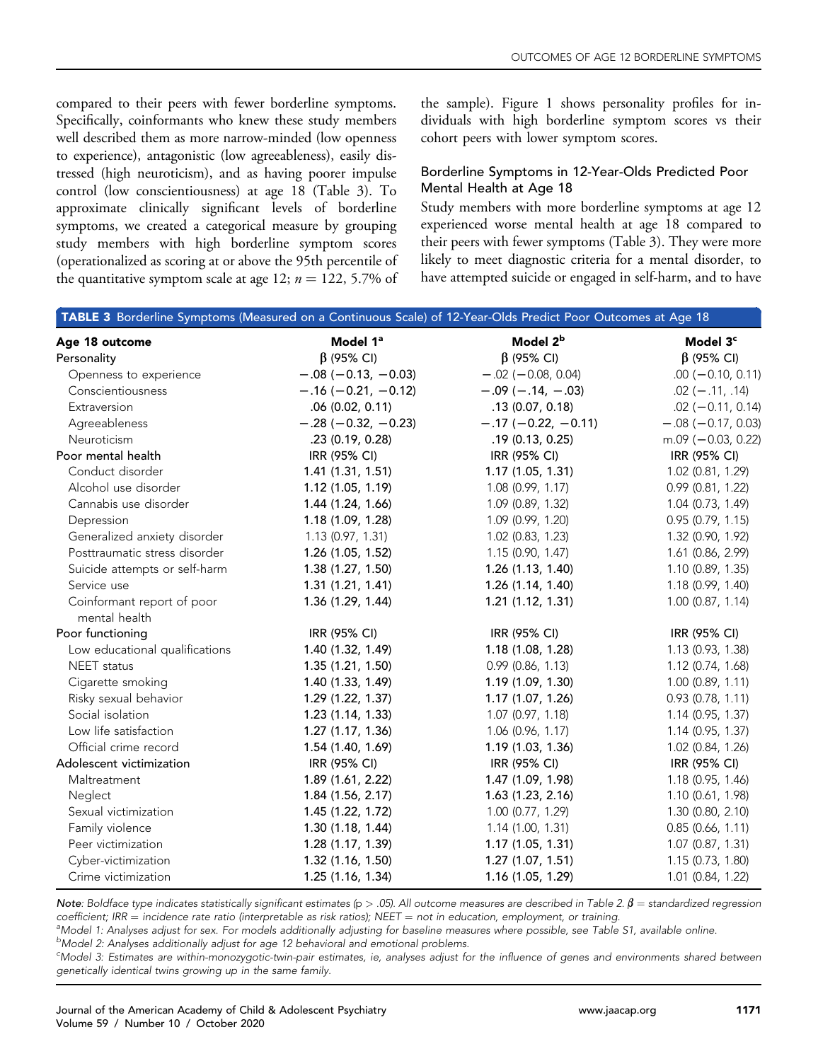compared to their peers with fewer borderline symptoms. Specifically, coinformants who knew these study members well described them as more narrow-minded (low openness to experience), antagonistic (low agreeableness), easily distressed (high neuroticism), and as having poorer impulse control (low conscientiousness) at age 18 (Table 3). To approximate clinically significant levels of borderline symptoms, we created a categorical measure by grouping study members with high borderline symptom scores (operationalized as scoring at or above the 95th percentile of the quantitative symptom scale at age 12; $n = 122$, 5.7% of the sample). Figure 1 shows personality profiles for individuals with high borderline symptom scores vs their cohort peers with lower symptom scores.

### Borderline Symptoms in 12-Year-Olds Predicted Poor Mental Health at Age 18

Study members with more borderline symptoms at age 12 experienced worse mental health at age 18 compared to their peers with fewer symptoms (Table 3). They were more likely to meet diagnostic criteria for a mental disorder, to have attempted suicide or engaged in self-harm, and to have

**TABLE 3** Borderline Symptoms (Measured on a Continuous Scale) of 12-Year-Olds Predict Poor Outcomes at Age 18

| Age 18 outcome | Model 1[a] | Model 2[b] | Model 3[c] |
|---|---|---|---|
| Personality | β (95% CI) | β (95% CI) | β (95% CI) |
| Openness to experience | **−.08 (−0.13, −0.03)** | −.02 (−0.08, 0.04) | .00 (−0.10, 0.11) |
| Conscientiousness | **−.16 (−0.21, −0.12)** | **−.09 (−.14, −.03)** | .02 (−.11, .14) |
| Extraversion | **.06 (0.02, 0.11)** | **.13 (0.07, 0.18)** | .02 (−0.11, 0.14) |
| Agreeableness | **−.28 (−0.32, −0.23)** | **−.17 (−0.22, −0.11)** | −.08 (−0.17, 0.03) |
| Neuroticism | **.23 (0.19, 0.28)** | **.19 (0.13, 0.25)** | m.09 (−0.03, 0.22) |
| Poor mental health | IRR (95% CI) | IRR (95% CI) | IRR (95% CI) |
| Conduct disorder | **1.41 (1.31, 1.51)** | **1.17 (1.05, 1.31)** | 1.02 (0.81, 1.29) |
| Alcohol use disorder | **1.12 (1.05, 1.19)** | 1.08 (0.99, 1.17) | 0.99 (0.81, 1.22) |
| Cannabis use disorder | **1.44 (1.24, 1.66)** | 1.09 (0.89, 1.32) | 1.04 (0.73, 1.49) |
| Depression | **1.18 (1.09, 1.28)** | 1.09 (0.99, 1.20) | 0.95 (0.79, 1.15) |
| Generalized anxiety disorder | 1.13 (0.97, 1.31) | 1.02 (0.83, 1.23) | 1.32 (0.90, 1.92) |
| Posttraumatic stress disorder | **1.26 (1.05, 1.52)** | 1.15 (0.90, 1.47) | 1.61 (0.86, 2.99) |
| Suicide attempts or self-harm | **1.38 (1.27, 1.50)** | **1.26 (1.13, 1.40)** | 1.10 (0.89, 1.35) |
| Service use | **1.31 (1.21, 1.41)** | **1.26 (1.14, 1.40)** | 1.18 (0.99, 1.40) |
| Coinformant report of poor mental health | **1.36 (1.29, 1.44)** | **1.21 (1.12, 1.31)** | 1.00 (0.87, 1.14) |
| Poor functioning | IRR (95% CI) | IRR (95% CI) | IRR (95% CI) |
| Low educational qualifications | **1.40 (1.32, 1.49)** | **1.18 (1.08, 1.28)** | 1.13 (0.93, 1.38) |
| NEET status | **1.35 (1.21, 1.50)** | 0.99 (0.86, 1.13) | 1.12 (0.74, 1.68) |
| Cigarette smoking | **1.40 (1.33, 1.49)** | **1.19 (1.09, 1.30)** | 1.00 (0.89, 1.11) |
| Risky sexual behavior | **1.29 (1.22, 1.37)** | **1.17 (1.07, 1.26)** | 0.93 (0.78, 1.11) |
| Social isolation | **1.23 (1.14, 1.33)** | 1.07 (0.97, 1.18) | 1.14 (0.95, 1.37) |
| Low life satisfaction | **1.27 (1.17, 1.36)** | 1.06 (0.96, 1.17) | 1.14 (0.95, 1.37) |
| Official crime record | **1.54 (1.40, 1.69)** | **1.19 (1.03, 1.36)** | 1.02 (0.84, 1.26) |
| Adolescent victimization | IRR (95% CI) | IRR (95% CI) | IRR (95% CI) |
| Maltreatment | **1.89 (1.61, 2.22)** | **1.47 (1.09, 1.98)** | 1.18 (0.95, 1.46) |
| Neglect | **1.84 (1.56, 2.17)** | **1.63 (1.23, 2.16)** | 1.10 (0.61, 1.98) |
| Sexual victimization | **1.45 (1.22, 1.72)** | 1.00 (0.77, 1.29) | 1.30 (0.80, 2.10) |
| Family violence | **1.30 (1.18, 1.44)** | 1.14 (1.00, 1.31) | 0.85 (0.66, 1.11) |
| Peer victimization | **1.28 (1.17, 1.39)** | **1.17 (1.05, 1.31)** | 1.07 (0.87, 1.31) |
| Cyber-victimization | **1.32 (1.16, 1.50)** | **1.27 (1.07, 1.51)** | 1.15 (0.73, 1.80) |
| Crime victimization | **1.25 (1.16, 1.34)** | **1.16 (1.05, 1.29)** | 1.01 (0.84, 1.22) |

*Note*: *Boldface type indicates statistically significant estimates (p > .05). All outcome measures are described in Table 2. β = standardized regression coefficient; IRR = incidence rate ratio (interpretable as risk ratios); NEET = not in education, employment, or training.*

[a] *Model 1: Analyses adjust for sex. For models additionally adjusting for baseline measures where possible, see Table S1, available online.*

[b] *Model 2: Analyses additionally adjust for age 12 behavioral and emotional problems.*

[c] *Model 3: Estimates are within-monozygotic-twin-pair estimates, ie, analyses adjust for the influence of genes and environments shared between genetically identical twins growing up in the same family.*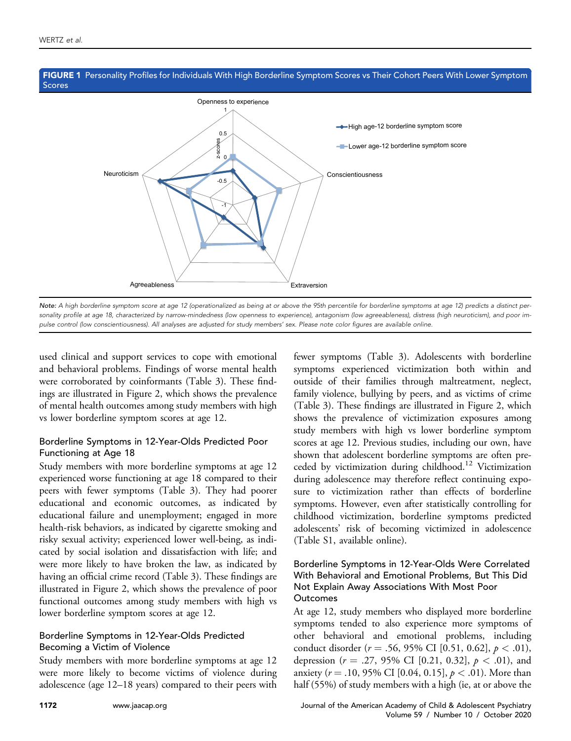**FIGURE 1** Personality Profiles for Individuals With High Borderline Symptom Scores vs Their Cohort Peers With Lower Symptom Scores

*Note: A high borderline symptom score at age 12 (operationalized as being at or above the 95th percentile for borderline symptoms at age 12) predicts a distinct personality profile at age 18, characterized by narrow-mindedness (low openness to experience), antagonism (low agreeableness), distress (high neuroticism), and poor impulse control (low conscientiousness). All analyses are adjusted for study members' sex. Please note color figures are available online.*

used clinical and support services to cope with emotional and behavioral problems. Findings of worse mental health were corroborated by coinformants (Table 3). These findings are illustrated in Figure 2, which shows the prevalence of mental health outcomes among study members with high vs lower borderline symptom scores at age 12.

### Borderline Symptoms in 12-Year-Olds Predicted Poor Functioning at Age 18

Study members with more borderline symptoms at age 12 experienced worse functioning at age 18 compared to their peers with fewer symptoms (Table 3). They had poorer educational and economic outcomes, as indicated by educational failure and unemployment; engaged in more health-risk behaviors, as indicated by cigarette smoking and risky sexual activity; experienced lower well-being, as indicated by social isolation and dissatisfaction with life; and were more likely to have broken the law, as indicated by having an official crime record (Table 3). These findings are illustrated in Figure 2, which shows the prevalence of poor functional outcomes among study members with high vs lower borderline symptom scores at age 12.

### Borderline Symptoms in 12-Year-Olds Predicted Becoming a Victim of Violence

Study members with more borderline symptoms at age 12 were more likely to become victims of violence during adolescence (age 12–18 years) compared to their peers with fewer symptoms (Table 3). Adolescents with borderline symptoms experienced victimization both within and outside of their families through maltreatment, neglect, family violence, bullying by peers, and as victims of crime (Table 3). These findings are illustrated in Figure 2, which shows the prevalence of victimization exposures among study members with high vs lower borderline symptom scores at age 12. Previous studies, including our own, have shown that adolescent borderline symptoms are often preceded by victimization during childhood.[12] Victimization during adolescence may therefore reflect continuing exposure to victimization rather than effects of borderline symptoms. However, even after statistically controlling for childhood victimization, borderline symptoms predicted adolescents' risk of becoming victimized in adolescence (Table S1, available online).

### Borderline Symptoms in 12-Year-Olds Were Correlated With Behavioral and Emotional Problems, But This Did Not Explain Away Associations With Most Poor Outcomes

At age 12, study members who displayed more borderline symptoms tended to also experience more symptoms of other behavioral and emotional problems, including conduct disorder ($r = .56$, 95% CI [0.51, 0.62], $p < .01$), depression ($r = .27$, 95% CI [0.21, 0.32], $p < .01$), and anxiety ($r = .10$, 95% CI [0.04, 0.15], $p < .01$). More than half (55%) of study members with a high (ie, at or above the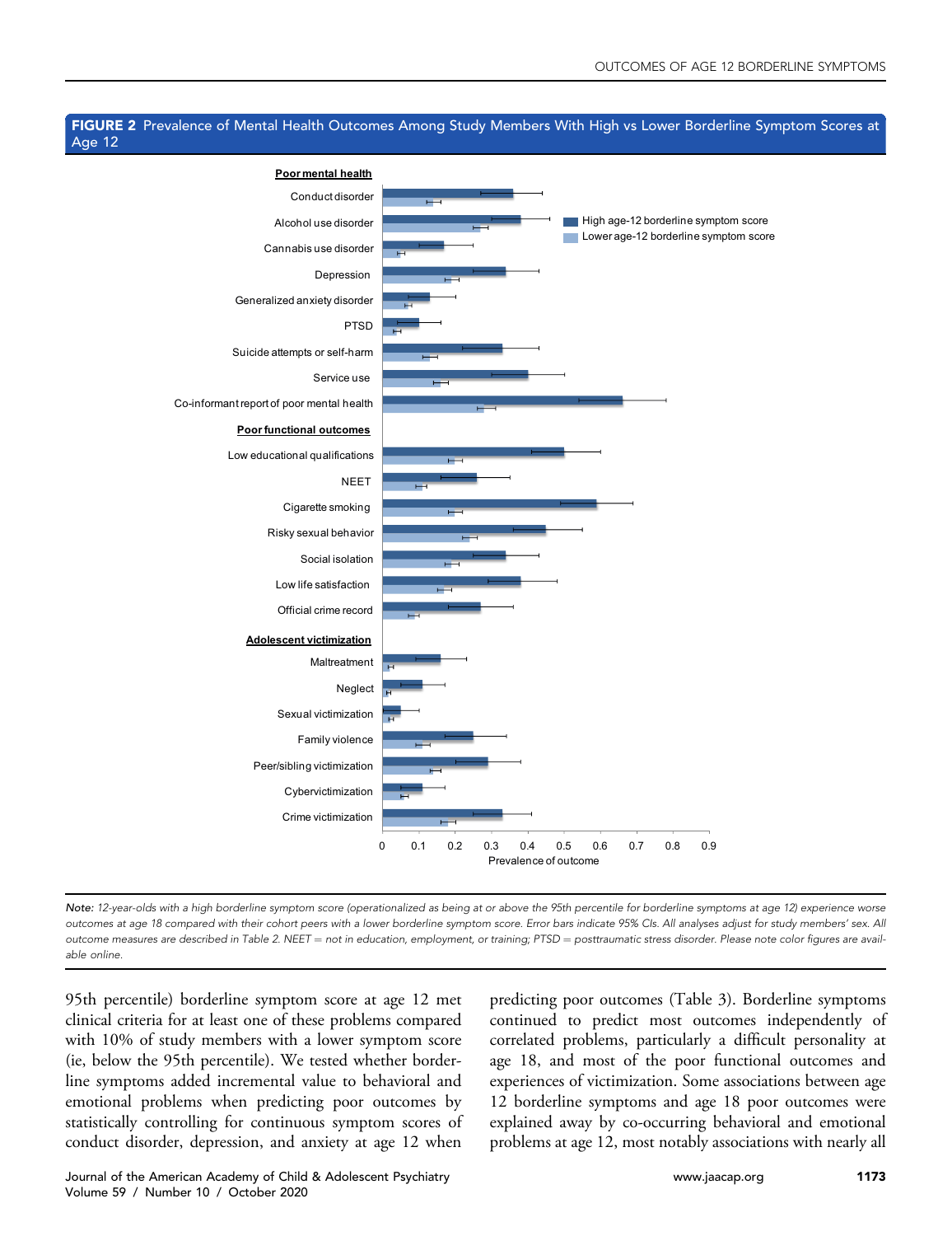**FIGURE 2** Prevalence of Mental Health Outcomes Among Study Members With High vs Lower Borderline Symptom Scores at Age 12

*Note:* 12-year-olds with a high borderline symptom score (operationalized as being at or above the 95th percentile for borderline symptoms at age 12) experience worse outcomes at age 18 compared with their cohort peers with a lower borderline symptom score. Error bars indicate 95% CIs. All analyses adjust for study members' sex. All outcome measures are described in Table 2. NEET = not in education, employment, or training; PTSD = posttraumatic stress disorder. Please note color figures are available online.

95th percentile) borderline symptom score at age 12 met clinical criteria for at least one of these problems compared with 10% of study members with a lower symptom score (ie, below the 95th percentile). We tested whether borderline symptoms added incremental value to behavioral and emotional problems when predicting poor outcomes by statistically controlling for continuous symptom scores of conduct disorder, depression, and anxiety at age 12 when predicting poor outcomes (Table 3). Borderline symptoms continued to predict most outcomes independently of correlated problems, particularly a difficult personality at age 18, and most of the poor functional outcomes and experiences of victimization. Some associations between age 12 borderline symptoms and age 18 poor outcomes were explained away by co-occurring behavioral and emotional problems at age 12, most notably associations with nearly all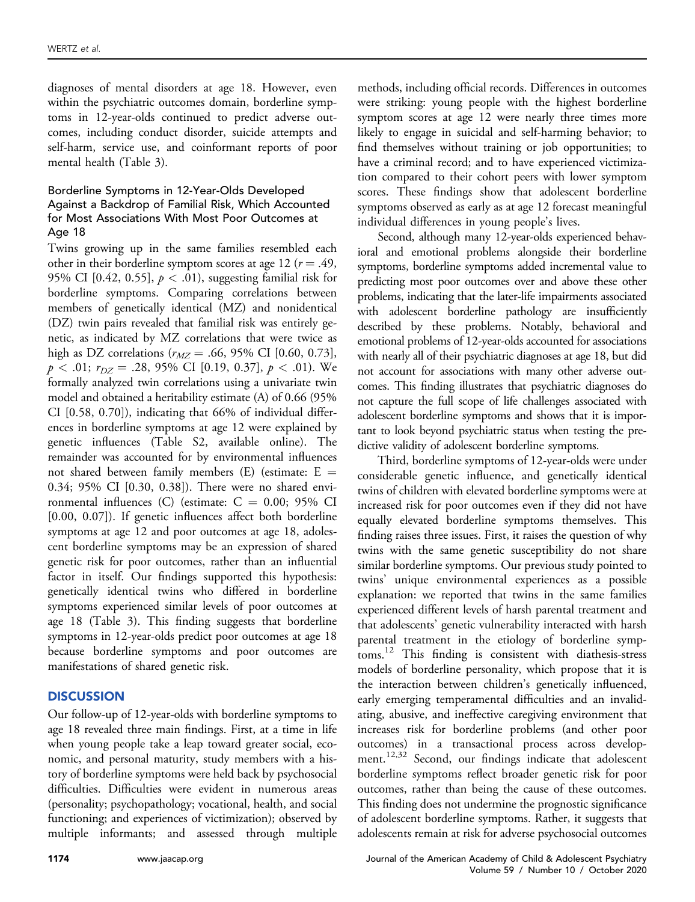diagnoses of mental disorders at age 18. However, even within the psychiatric outcomes domain, borderline symptoms in 12-year-olds continued to predict adverse outcomes, including conduct disorder, suicide attempts and self-harm, service use, and coinformant reports of poor mental health (Table 3).

### Borderline Symptoms in 12-Year-Olds Developed Against a Backdrop of Familial Risk, Which Accounted for Most Associations With Most Poor Outcomes at Age 18

Twins growing up in the same families resembled each other in their borderline symptom scores at age 12 ($r = .49$, 95% CI [0.42, 0.55], $p < .01$), suggesting familial risk for borderline symptoms. Comparing correlations between members of genetically identical (MZ) and nonidentical (DZ) twin pairs revealed that familial risk was entirely genetic, as indicated by MZ correlations that were twice as high as DZ correlations ($r_{MZ} = .66$, 95% CI [0.60, 0.73], $p < .01$; $r_{DZ} = .28$, 95% CI [0.19, 0.37], $p < .01$). We formally analyzed twin correlations using a univariate twin model and obtained a heritability estimate (A) of 0.66 (95% CI [0.58, 0.70]), indicating that 66% of individual differences in borderline symptoms at age 12 were explained by genetic influences (Table S2, available online). The remainder was accounted for by environmental influences not shared between family members (E) (estimate: E = 0.34; 95% CI [0.30, 0.38]). There were no shared environmental influences (C) (estimate: C = 0.00; 95% CI [0.00, 0.07]). If genetic influences affect both borderline symptoms at age 12 and poor outcomes at age 18, adolescent borderline symptoms may be an expression of shared genetic risk for poor outcomes, rather than an influential factor in itself. Our findings supported this hypothesis: genetically identical twins who differed in borderline symptoms experienced similar levels of poor outcomes at age 18 (Table 3). This finding suggests that borderline symptoms in 12-year-olds predict poor outcomes at age 18 because borderline symptoms and poor outcomes are manifestations of shared genetic risk.

## DISCUSSION

Our follow-up of 12-year-olds with borderline symptoms to age 18 revealed three main findings. First, at a time in life when young people take a leap toward greater social, economic, and personal maturity, study members with a history of borderline symptoms were held back by psychosocial difficulties. Difficulties were evident in numerous areas (personality; psychopathology; vocational, health, and social functioning; and experiences of victimization); observed by multiple informants; and assessed through multiple methods, including official records. Differences in outcomes were striking: young people with the highest borderline symptom scores at age 12 were nearly three times more likely to engage in suicidal and self-harming behavior; to find themselves without training or job opportunities; to have a criminal record; and to have experienced victimization compared to their cohort peers with lower symptom scores. These findings show that adolescent borderline symptoms observed as early as at age 12 forecast meaningful individual differences in young people's lives.

Second, although many 12-year-olds experienced behavioral and emotional problems alongside their borderline symptoms, borderline symptoms added incremental value to predicting most poor outcomes over and above these other problems, indicating that the later-life impairments associated with adolescent borderline pathology are insufficiently described by these problems. Notably, behavioral and emotional problems of 12-year-olds accounted for associations with nearly all of their psychiatric diagnoses at age 18, but did not account for associations with many other adverse outcomes. This finding illustrates that psychiatric diagnoses do not capture the full scope of life challenges associated with adolescent borderline symptoms and shows that it is important to look beyond psychiatric status when testing the predictive validity of adolescent borderline symptoms.

Third, borderline symptoms of 12-year-olds were under considerable genetic influence, and genetically identical twins of children with elevated borderline symptoms were at increased risk for poor outcomes even if they did not have equally elevated borderline symptoms themselves. This finding raises three issues. First, it raises the question of why twins with the same genetic susceptibility do not share similar borderline symptoms. Our previous study pointed to twins' unique environmental experiences as a possible explanation: we reported that twins in the same families experienced different levels of harsh parental treatment and that adolescents' genetic vulnerability interacted with harsh parental treatment in the etiology of borderline symptoms.[12] This finding is consistent with diathesis-stress models of borderline personality, which propose that it is the interaction between children's genetically influenced, early emerging temperamental difficulties and an invalidating, abusive, and ineffective caregiving environment that increases risk for borderline problems (and other poor outcomes) in a transactional process across development.[12,32] Second, our findings indicate that adolescent borderline symptoms reflect broader genetic risk for poor outcomes, rather than being the cause of these outcomes. This finding does not undermine the prognostic significance of adolescent borderline symptoms. Rather, it suggests that adolescents remain at risk for adverse psychosocial outcomes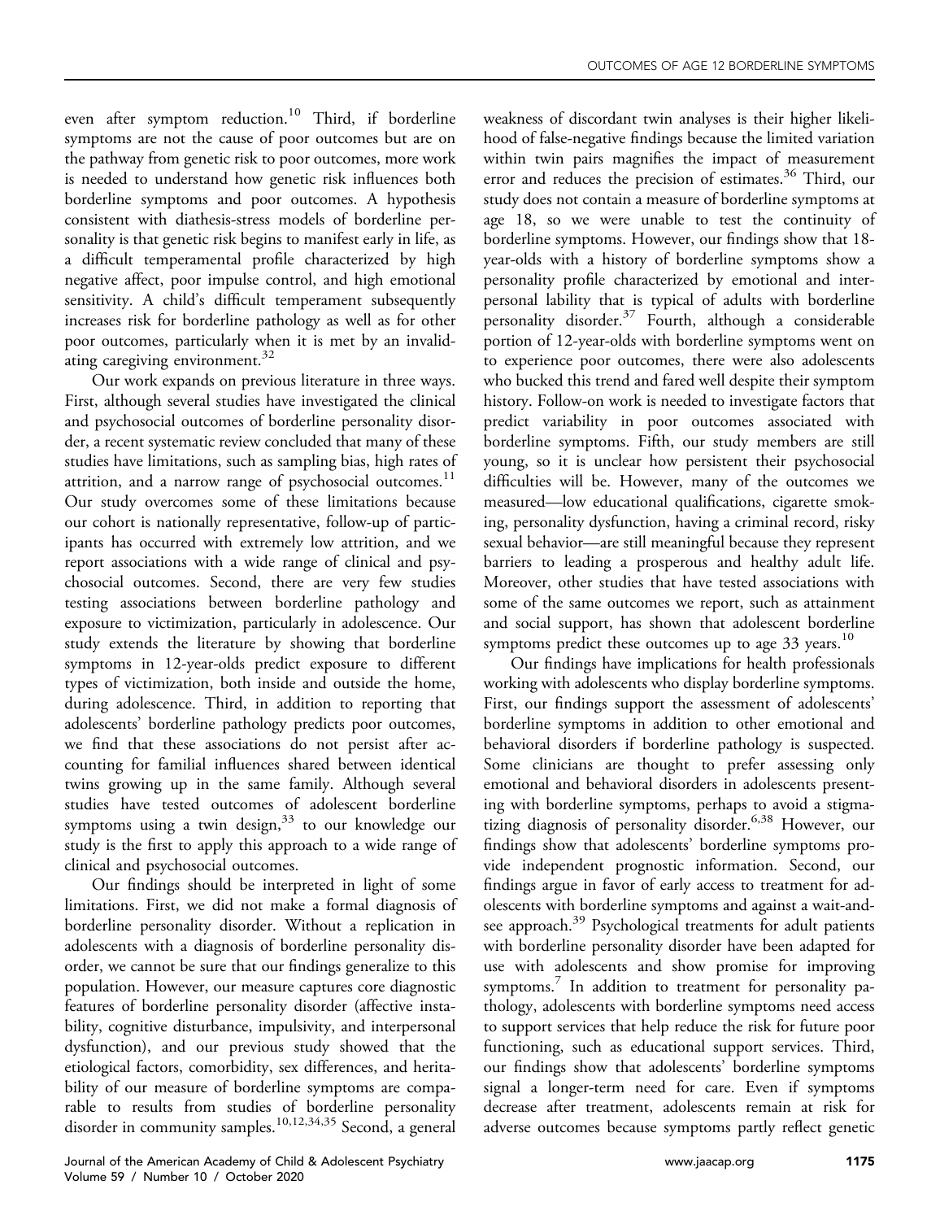even after symptom reduction.[10] Third, if borderline symptoms are not the cause of poor outcomes but are on the pathway from genetic risk to poor outcomes, more work is needed to understand how genetic risk influences both borderline symptoms and poor outcomes. A hypothesis consistent with diathesis-stress models of borderline personality is that genetic risk begins to manifest early in life, as a difficult temperamental profile characterized by high negative affect, poor impulse control, and high emotional sensitivity. A child's difficult temperament subsequently increases risk for borderline pathology as well as for other poor outcomes, particularly when it is met by an invalidating caregiving environment.[32]

Our work expands on previous literature in three ways. First, although several studies have investigated the clinical and psychosocial outcomes of borderline personality disorder, a recent systematic review concluded that many of these studies have limitations, such as sampling bias, high rates of attrition, and a narrow range of psychosocial outcomes.[11] Our study overcomes some of these limitations because our cohort is nationally representative, follow-up of participants has occurred with extremely low attrition, and we report associations with a wide range of clinical and psychosocial outcomes. Second, there are very few studies testing associations between borderline pathology and exposure to victimization, particularly in adolescence. Our study extends the literature by showing that borderline symptoms in 12-year-olds predict exposure to different types of victimization, both inside and outside the home, during adolescence. Third, in addition to reporting that adolescents' borderline pathology predicts poor outcomes, we find that these associations do not persist after accounting for familial influences shared between identical twins growing up in the same family. Although several studies have tested outcomes of adolescent borderline symptoms using a twin design,[33] to our knowledge our study is the first to apply this approach to a wide range of clinical and psychosocial outcomes.

Our findings should be interpreted in light of some limitations. First, we did not make a formal diagnosis of borderline personality disorder. Without a replication in adolescents with a diagnosis of borderline personality disorder, we cannot be sure that our findings generalize to this population. However, our measure captures core diagnostic features of borderline personality disorder (affective instability, cognitive disturbance, impulsivity, and interpersonal dysfunction), and our previous study showed that the etiological factors, comorbidity, sex differences, and heritability of our measure of borderline symptoms are comparable to results from studies of borderline personality disorder in community samples.[10,12,34,35] Second, a general weakness of discordant twin analyses is their higher likelihood of false-negative findings because the limited variation within twin pairs magnifies the impact of measurement error and reduces the precision of estimates.[36] Third, our study does not contain a measure of borderline symptoms at age 18, so we were unable to test the continuity of borderline symptoms. However, our findings show that 18-year-olds with a history of borderline symptoms show a personality profile characterized by emotional and interpersonal lability that is typical of adults with borderline personality disorder.[37] Fourth, although a considerable portion of 12-year-olds with borderline symptoms went on to experience poor outcomes, there were also adolescents who bucked this trend and fared well despite their symptom history. Follow-on work is needed to investigate factors that predict variability in poor outcomes associated with borderline symptoms. Fifth, our study members are still young, so it is unclear how persistent their psychosocial difficulties will be. However, many of the outcomes we measured—low educational qualifications, cigarette smoking, personality dysfunction, having a criminal record, risky sexual behavior—are still meaningful because they represent barriers to leading a prosperous and healthy adult life. Moreover, other studies that have tested associations with some of the same outcomes we report, such as attainment and social support, has shown that adolescent borderline symptoms predict these outcomes up to age 33 years.[10]

Our findings have implications for health professionals working with adolescents who display borderline symptoms. First, our findings support the assessment of adolescents' borderline symptoms in addition to other emotional and behavioral disorders if borderline pathology is suspected. Some clinicians are thought to prefer assessing only emotional and behavioral disorders in adolescents presenting with borderline symptoms, perhaps to avoid a stigmatizing diagnosis of personality disorder.[6,38] However, our findings show that adolescents' borderline symptoms provide independent prognostic information. Second, our findings argue in favor of early access to treatment for adolescents with borderline symptoms and against a wait-and-see approach.[39] Psychological treatments for adult patients with borderline personality disorder have been adapted for use with adolescents and show promise for improving symptoms.[7] In addition to treatment for personality pathology, adolescents with borderline symptoms need access to support services that help reduce the risk for future poor functioning, such as educational support services. Third, our findings show that adolescents' borderline symptoms signal a longer-term need for care. Even if symptoms decrease after treatment, adolescents remain at risk for adverse outcomes because symptoms partly reflect genetic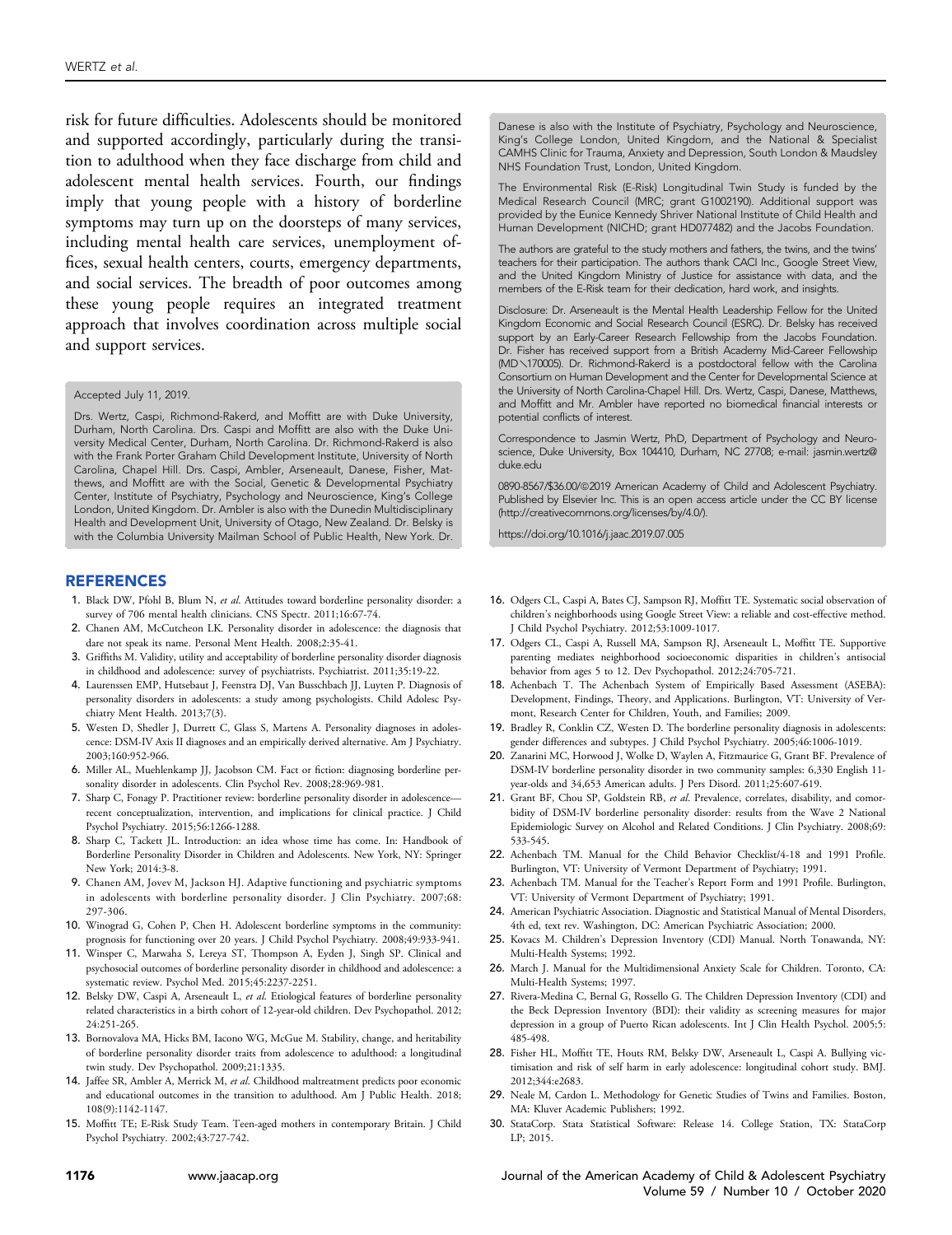risk for future difficulties. Adolescents should be monitored and supported accordingly, particularly during the transition to adulthood when they face discharge from child and adolescent mental health services. Fourth, our findings imply that young people with a history of borderline symptoms may turn up on the doorsteps of many services, including mental health care services, unemployment offices, sexual health centers, courts, emergency departments, and social services. The breadth of poor outcomes among these young people requires an integrated treatment approach that involves coordination across multiple social and support services.

Accepted July 11, 2019.

Drs. Wertz, Caspi, Richmond-Rakerd, and Moffitt are with Duke University, Durham, North Carolina. Drs. Caspi and Moffitt are also with the Duke University Medical Center, Durham, North Carolina. Dr. Richmond-Rakerd is also with the Frank Porter Graham Child Development Institute, University of North Carolina, Chapel Hill. Drs. Caspi, Ambler, Arseneault, Danese, Fisher, Matthews, and Moffitt are with the Social, Genetic & Developmental Psychiatry Center, Institute of Psychiatry, Psychology and Neuroscience, King's College London, United Kingdom. Dr. Ambler is also with the Dunedin Multidisciplinary Health and Development Unit, University of Otago, New Zealand. Dr. Belsky is with the Columbia University Mailman School of Public Health, New York. Dr. Danese is also with the Institute of Psychiatry, Psychology and Neuroscience, King's College London, United Kingdom, and the National & Specialist CAMHS Clinic for Trauma, Anxiety and Depression, South London & Maudsley NHS Foundation Trust, London, United Kingdom.

The Environmental Risk (E-Risk) Longitudinal Twin Study is funded by the Medical Research Council (MRC; grant G1002190). Additional support was provided by the Eunice Kennedy Shriver National Institute of Child Health and Human Development (NICHD; grant HD077482) and the Jacobs Foundation.

The authors are grateful to the study mothers and fathers, the twins, and the twins' teachers for their participation. The authors thank CACI Inc., Google Street View, and the United Kingdom Ministry of Justice for assistance with data, and the members of the E-Risk team for their dedication, hard work, and insights.

Disclosure: Dr. Arseneault is the Mental Health Leadership Fellow for the United Kingdom Economic and Social Research Council (ESRC). Dr. Belsky has received support by an Early-Career Research Fellowship from the Jacobs Foundation. Dr. Fisher has received support from a British Academy Mid-Career Fellowship (MD\170005). Dr. Richmond-Rakerd is a postdoctoral fellow with the Carolina Consortium on Human Development and the Center for Developmental Science at the University of North Carolina-Chapel Hill. Drs. Wertz, Caspi, Danese, Matthews, and Moffitt and Mr. Ambler have reported no biomedical financial interests or potential conflicts of interest.

Correspondence to Jasmin Wertz, PhD, Department of Psychology and Neuroscience, Duke University, Box 104410, Durham, NC 27708; e-mail: jasmin.wertz@duke.edu

0890-8567/$36.00/©2019 American Academy of Child and Adolescent Psychiatry. Published by Elsevier Inc. This is an open access article under the CC BY license (http://creativecommons.org/licenses/by/4.0/).

https://doi.org/10.1016/j.jaac.2019.07.005

## REFERENCES

1. Black DW, Pfohl B, Blum N, *et al*. Attitudes toward borderline personality disorder: a survey of 706 mental health clinicians. CNS Spectr. 2011;16:67-74.
2. Chanen AM, McCutcheon LK. Personality disorder in adolescence: the diagnosis that dare not speak its name. Personal Ment Health. 2008;2:35-41.
3. Griffiths M. Validity, utility and acceptability of borderline personality disorder diagnosis in childhood and adolescence: survey of psychiatrists. Psychiatrist. 2011;35:19-22.
4. Laurenssen EMP, Hutsebaut J, Feenstra DJ, Van Busschbach JJ, Luyten P. Diagnosis of personality disorders in adolescents: a study among psychologists. Child Adolesc Psychiatry Ment Health. 2013;7(3).
5. Westen D, Shedler J, Durrett C, Glass S, Martens A. Personality diagnoses in adolescence: DSM-IV Axis II diagnoses and an empirically derived alternative. Am J Psychiatry. 2003;160:952-966.
6. Miller AL, Muehlenkamp JJ, Jacobson CM. Fact or fiction: diagnosing borderline personality disorder in adolescents. Clin Psychol Rev. 2008;28:969-981.
7. Sharp C, Fonagy P. Practitioner review: borderline personality disorder in adolescence—recent conceptualization, intervention, and implications for clinical practice. J Child Psychol Psychiatry. 2015;56:1266-1288.
8. Sharp C, Tackett JL. Introduction: an idea whose time has come. In: Handbook of Borderline Personality Disorder in Children and Adolescents. New York, NY: Springer New York; 2014:3-8.
9. Chanen AM, Jovev M, Jackson HJ. Adaptive functioning and psychiatric symptoms in adolescents with borderline personality disorder. J Clin Psychiatry. 2007;68:297-306.
10. Winograd G, Cohen P, Chen H. Adolescent borderline symptoms in the community: prognosis for functioning over 20 years. J Child Psychol Psychiatry. 2008;49:933-941.
11. Winsper C, Marwaha S, Lereya ST, Thompson A, Eyden J, Singh SP. Clinical and psychosocial outcomes of borderline personality disorder in childhood and adolescence: a systematic review. Psychol Med. 2015;45:2237-2251.
12. Belsky DW, Caspi A, Arseneault L, *et al*. Etiological features of borderline personality related characteristics in a birth cohort of 12-year-old children. Dev Psychopathol. 2012;24:251-265.
13. Bornovalova MA, Hicks BM, Iacono WG, McGue M. Stability, change, and heritability of borderline personality disorder traits from adolescence to adulthood: a longitudinal twin study. Dev Psychopathol. 2009;21:1335.
14. Jaffee SR, Ambler A, Merrick M, *et al*. Childhood maltreatment predicts poor economic and educational outcomes in the transition to adulthood. Am J Public Health. 2018;108(9):1142-1147.
15. Moffitt TE; E-Risk Study Team. Teen-aged mothers in contemporary Britain. J Child Psychol Psychiatry. 2002;43:727-742.
16. Odgers CL, Caspi A, Bates CJ, Sampson RJ, Moffitt TE. Systematic social observation of children's neighborhoods using Google Street View: a reliable and cost-effective method. J Child Psychol Psychiatry. 2012;53:1009-1017.
17. Odgers CL, Caspi A, Russell MA, Sampson RJ, Arseneault L, Moffitt TE. Supportive parenting mediates neighborhood socioeconomic disparities in children's antisocial behavior from ages 5 to 12. Dev Psychopathol. 2012;24:705-721.
18. Achenbach T. The Achenbach System of Empirically Based Assessment (ASEBA): Development, Findings, Theory, and Applications. Burlington, VT: University of Vermont, Research Center for Children, Youth, and Families; 2009.
19. Bradley R, Conklin CZ, Westen D. The borderline personality diagnosis in adolescents: gender differences and subtypes. J Child Psychol Psychiatry. 2005;46:1006-1019.
20. Zanarini MC, Horwood J, Wolke D, Waylen A, Fitzmaurice G, Grant BF. Prevalence of DSM-IV borderline personality disorder in two community samples: 6,330 English 11-year-olds and 34,653 American adults. J Pers Disord. 2011;25:607-619.
21. Grant BF, Chou SP, Goldstein RB, *et al*. Prevalence, correlates, disability, and comorbidity of DSM-IV borderline personality disorder: results from the Wave 2 National Epidemiologic Survey on Alcohol and Related Conditions. J Clin Psychiatry. 2008;69:533-545.
22. Achenbach TM. Manual for the Child Behavior Checklist/4-18 and 1991 Profile. Burlington, VT: University of Vermont Department of Psychiatry; 1991.
23. Achenbach TM. Manual for the Teacher's Report Form and 1991 Profile. Burlington, VT: University of Vermont Department of Psychiatry; 1991.
24. American Psychiatric Association. Diagnostic and Statistical Manual of Mental Disorders, 4th ed, text rev. Washington, DC: American Psychiatric Association; 2000.
25. Kovacs M. Children's Depression Inventory (CDI) Manual. North Tonawanda, NY: Multi-Health Systems; 1992.
26. March J. Manual for the Multidimensional Anxiety Scale for Children. Toronto, CA: Multi-Health Systems; 1997.
27. Rivera-Medina C, Bernal G, Rossello G. The Children Depression Inventory (CDI) and the Beck Depression Inventory (BDI): their validity as screening measures for major depression in a group of Puerto Rican adolescents. Int J Clin Health Psychol. 2005;5:485-498.
28. Fisher HL, Moffitt TE, Houts RM, Belsky DW, Arseneault L, Caspi A. Bullying victimisation and risk of self harm in early adolescence: longitudinal cohort study. BMJ. 2012;344:e2683.
29. Neale M, Cardon L. Methodology for Genetic Studies of Twins and Families. Boston, MA: Kluver Academic Publishers; 1992.
30. StataCorp. Stata Statistical Software: Release 14. College Station, TX: StataCorp LP; 2015.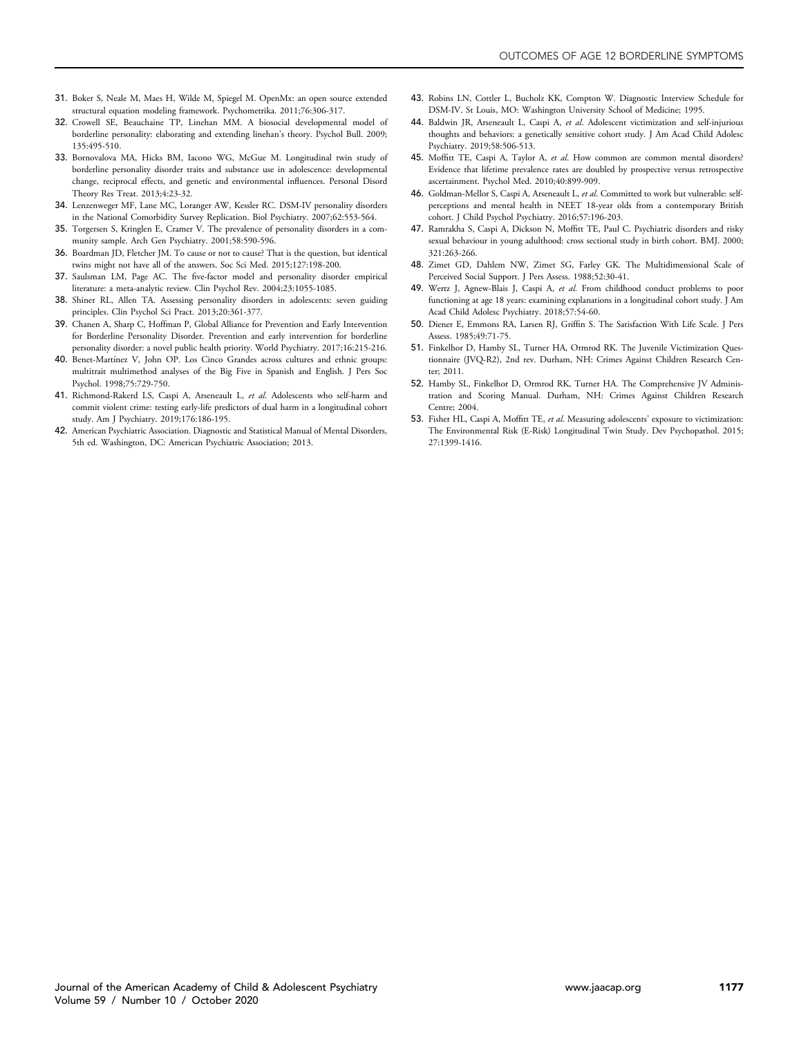31. Boker S, Neale M, Maes H, Wilde M, Spiegel M. OpenMx: an open source extended structural equation modeling framework. Psychometrika. 2011;76:306-317.
32. Crowell SE, Beauchaine TP, Linehan MM. A biosocial developmental model of borderline personality: elaborating and extending linehan's theory. Psychol Bull. 2009; 135:495-510.
33. Bornovalova MA, Hicks BM, Iacono WG, McGue M. Longitudinal twin study of borderline personality disorder traits and substance use in adolescence: developmental change, reciprocal effects, and genetic and environmental influences. Personal Disord Theory Res Treat. 2013;4:23-32.
34. Lenzenweger MF, Lane MC, Loranger AW, Kessler RC. DSM-IV personality disorders in the National Comorbidity Survey Replication. Biol Psychiatry. 2007;62:553-564.
35. Torgersen S, Kringlen E, Cramer V. The prevalence of personality disorders in a community sample. Arch Gen Psychiatry. 2001;58:590-596.
36. Boardman JD, Fletcher JM. To cause or not to cause? That is the question, but identical twins might not have all of the answers. Soc Sci Med. 2015;127:198-200.
37. Saulsman LM, Page AC. The five-factor model and personality disorder empirical literature: a meta-analytic review. Clin Psychol Rev. 2004;23:1055-1085.
38. Shiner RL, Allen TA. Assessing personality disorders in adolescents: seven guiding principles. Clin Psychol Sci Pract. 2013;20:361-377.
39. Chanen A, Sharp C, Hoffman P, Global Alliance for Prevention and Early Intervention for Borderline Personality Disorder. Prevention and early intervention for borderline personality disorder: a novel public health priority. World Psychiatry. 2017;16:215-216.
40. Benet-Martínez V, John OP. Los Cinco Grandes across cultures and ethnic groups: multitrait multimethod analyses of the Big Five in Spanish and English. J Pers Soc Psychol. 1998;75:729-750.
41. Richmond-Rakerd LS, Caspi A, Arseneault L, *et al*. Adolescents who self-harm and commit violent crime: testing early-life predictors of dual harm in a longitudinal cohort study. Am J Psychiatry. 2019;176:186-195.
42. American Psychiatric Association. Diagnostic and Statistical Manual of Mental Disorders, 5th ed. Washington, DC: American Psychiatric Association; 2013.
43. Robins LN, Cottler L, Bucholz KK, Compton W. Diagnostic Interview Schedule for DSM-IV. St Louis, MO: Washington University School of Medicine; 1995.
44. Baldwin JR, Arseneault L, Caspi A, *et al*. Adolescent victimization and self-injurious thoughts and behaviors: a genetically sensitive cohort study. J Am Acad Child Adolesc Psychiatry. 2019;58:506-513.
45. Moffitt TE, Caspi A, Taylor A, *et al*. How common are common mental disorders? Evidence that lifetime prevalence rates are doubled by prospective versus retrospective ascertainment. Psychol Med. 2010;40:899-909.
46. Goldman-Mellor S, Caspi A, Arseneault L, *et al*. Committed to work but vulnerable: self-perceptions and mental health in NEET 18-year olds from a contemporary British cohort. J Child Psychol Psychiatry. 2016;57:196-203.
47. Ramrakha S, Caspi A, Dickson N, Moffitt TE, Paul C. Psychiatric disorders and risky sexual behaviour in young adulthood: cross sectional study in birth cohort. BMJ. 2000; 321:263-266.
48. Zimet GD, Dahlem NW, Zimet SG, Farley GK. The Multidimensional Scale of Perceived Social Support. J Pers Assess. 1988;52:30-41.
49. Wertz J, Agnew-Blais J, Caspi A, *et al*. From childhood conduct problems to poor functioning at age 18 years: examining explanations in a longitudinal cohort study. J Am Acad Child Adolesc Psychiatry. 2018;57:54-60.
50. Diener E, Emmons RA, Larsen RJ, Griffin S. The Satisfaction With Life Scale. J Pers Assess. 1985;49:71-75.
51. Finkelhor D, Hamby SL, Turner HA, Ormrod RK. The Juvenile Victimization Questionnaire (JVQ-R2), 2nd rev. Durham, NH: Crimes Against Children Research Center; 2011.
52. Hamby SL, Finkelhor D, Ormrod RK, Turner HA. The Comprehensive JV Administration and Scoring Manual. Durham, NH: Crimes Against Children Research Centre; 2004.
53. Fisher HL, Caspi A, Moffitt TE, *et al*. Measuring adolescents' exposure to victimization: The Environmental Risk (E-Risk) Longitudinal Twin Study. Dev Psychopathol. 2015; 27:1399-1416.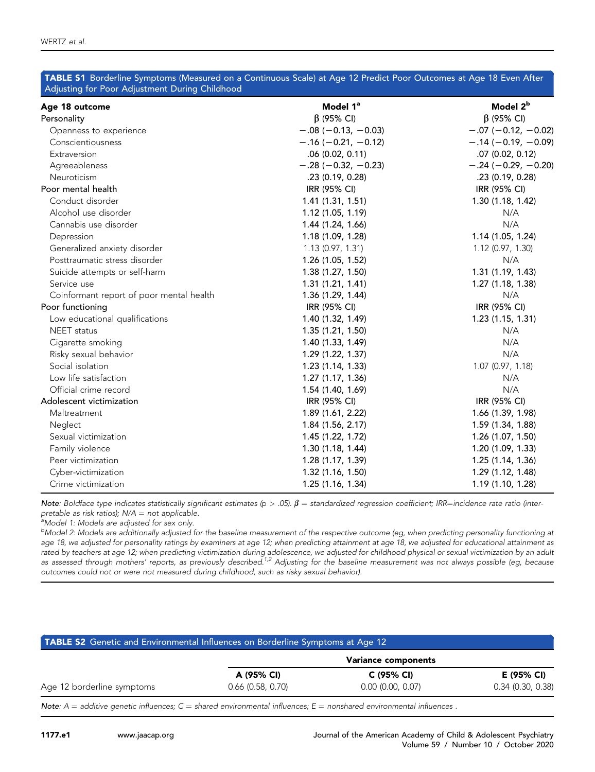**TABLE S1** Borderline Symptoms (Measured on a Continuous Scale) at Age 12 Predict Poor Outcomes at Age 18 Even After Adjusting for Poor Adjustment During Childhood

| Age 18 outcome | Model 1[a] | Model 2[b] |
|---|---|---|
| Personality | β (95% CI) | β (95% CI) |
| Openness to experience | **−.08 (−0.13, −0.03)** | **−.07 (−0.12, −0.02)** |
| Conscientiousness | **−.16 (−0.21, −0.12)** | **−.14 (−0.19, −0.09)** |
| Extraversion | **.06 (0.02, 0.11)** | **.07 (0.02, 0.12)** |
| Agreeableness | **−.28 (−0.32, −0.23)** | **−.24 (−0.29, −0.20)** |
| Neuroticism | **.23 (0.19, 0.28)** | **.23 (0.19, 0.28)** |
| Poor mental health | IRR (95% CI) | IRR (95% CI) |
| Conduct disorder | **1.41 (1.31, 1.51)** | **1.30 (1.18, 1.42)** |
| Alcohol use disorder | **1.12 (1.05, 1.19)** | N/A |
| Cannabis use disorder | **1.44 (1.24, 1.66)** | N/A |
| Depression | **1.18 (1.09, 1.28)** | **1.14 (1.05, 1.24)** |
| Generalized anxiety disorder | 1.13 (0.97, 1.31) | 1.12 (0.97, 1.30) |
| Posttraumatic stress disorder | **1.26 (1.05, 1.52)** | N/A |
| Suicide attempts or self-harm | **1.38 (1.27, 1.50)** | **1.31 (1.19, 1.43)** |
| Service use | **1.31 (1.21, 1.41)** | **1.27 (1.18, 1.38)** |
| Coinformant report of poor mental health | **1.36 (1.29, 1.44)** | N/A |
| Poor functioning | IRR (95% CI) | IRR (95% CI) |
| Low educational qualifications | **1.40 (1.32, 1.49)** | **1.23 (1.15, 1.31)** |
| NEET status | **1.35 (1.21, 1.50)** | N/A |
| Cigarette smoking | **1.40 (1.33, 1.49)** | N/A |
| Risky sexual behavior | **1.29 (1.22, 1.37)** | N/A |
| Social isolation | **1.23 (1.14, 1.33)** | 1.07 (0.97, 1.18) |
| Low life satisfaction | **1.27 (1.17, 1.36)** | N/A |
| Official crime record | **1.54 (1.40, 1.69)** | N/A |
| Adolescent victimization | IRR (95% CI) | IRR (95% CI) |
| Maltreatment | **1.89 (1.61, 2.22)** | **1.66 (1.39, 1.98)** |
| Neglect | **1.84 (1.56, 2.17)** | **1.59 (1.34, 1.88)** |
| Sexual victimization | **1.45 (1.22, 1.72)** | **1.26 (1.07, 1.50)** |
| Family violence | **1.30 (1.18, 1.44)** | **1.20 (1.09, 1.33)** |
| Peer victimization | **1.28 (1.17, 1.39)** | **1.25 (1.14, 1.36)** |
| Cyber-victimization | **1.32 (1.16, 1.50)** | **1.29 (1.12, 1.48)** |
| Crime victimization | **1.25 (1.16, 1.34)** | **1.19 (1.10, 1.28)** |

*Note: Boldface type indicates statistically significant estimates (p > .05). β = standardized regression coefficient; IRR=incidence rate ratio (interpretable as risk ratios); N/A = not applicable.*

[a] *Model 1: Models are adjusted for sex only.*

[b] *Model 2: Models are additionally adjusted for the baseline measurement of the respective outcome (eg, when predicting personality functioning at age 18, we adjusted for personality ratings by examiners at age 12; when predicting attainment at age 18, we adjusted for educational attainment as rated by teachers at age 12; when predicting victimization during adolescence, we adjusted for childhood physical or sexual victimization by an adult as assessed through mothers' reports, as previously described.[1,2] Adjusting for the baseline measurement was not always possible (eg, because outcomes could not or were not measured during childhood, such as risky sexual behavior).*

**TABLE S2** Genetic and Environmental Influences on Borderline Symptoms at Age 12

| | Variance components | | |
|---|---|---|---|
| | A (95% CI) | C (95% CI) | E (95% CI) |
| Age 12 borderline symptoms | 0.66 (0.58, 0.70) | 0.00 (0.00, 0.07) | 0.34 (0.30, 0.38) |

*Note: A = additive genetic influences; C = shared environmental influences; E = nonshared environmental influences .*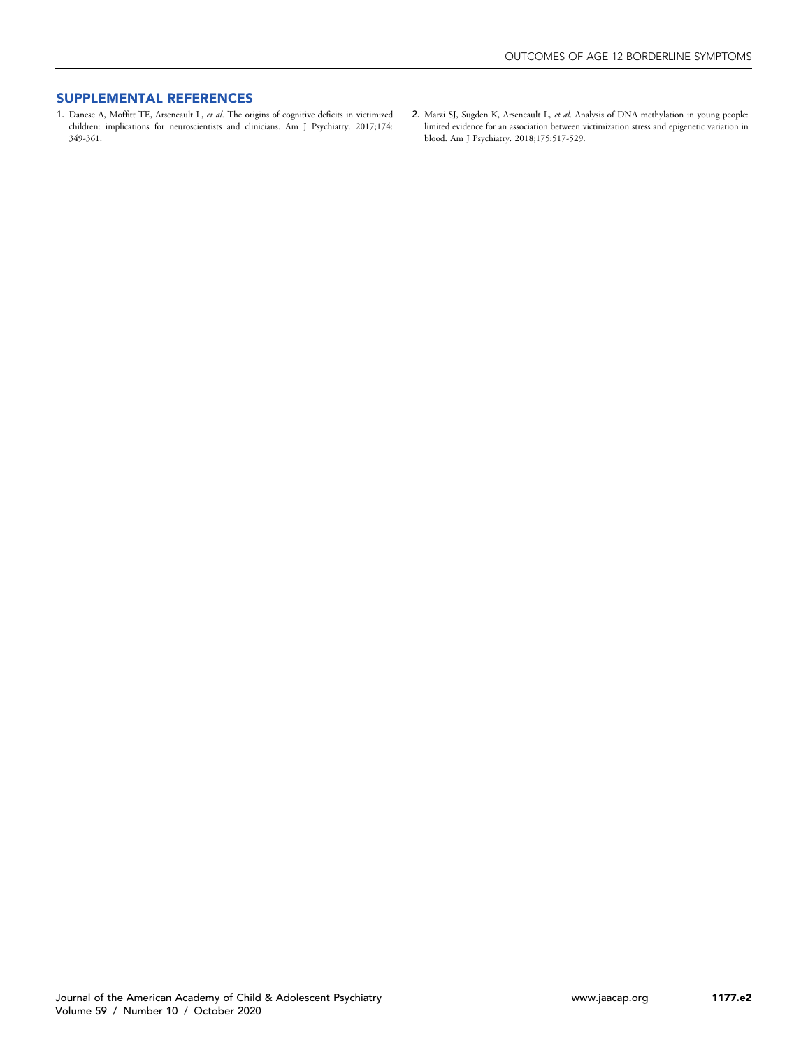## SUPPLEMENTAL REFERENCES

1. Danese A, Moffitt TE, Arseneault L, *et al*. The origins of cognitive deficits in victimized children: implications for neuroscientists and clinicians. Am J Psychiatry. 2017;174: 349-361.
2. Marzi SJ, Sugden K, Arseneault L, *et al*. Analysis of DNA methylation in young people: limited evidence for an association between victimization stress and epigenetic variation in blood. Am J Psychiatry. 2018;175:517-529.